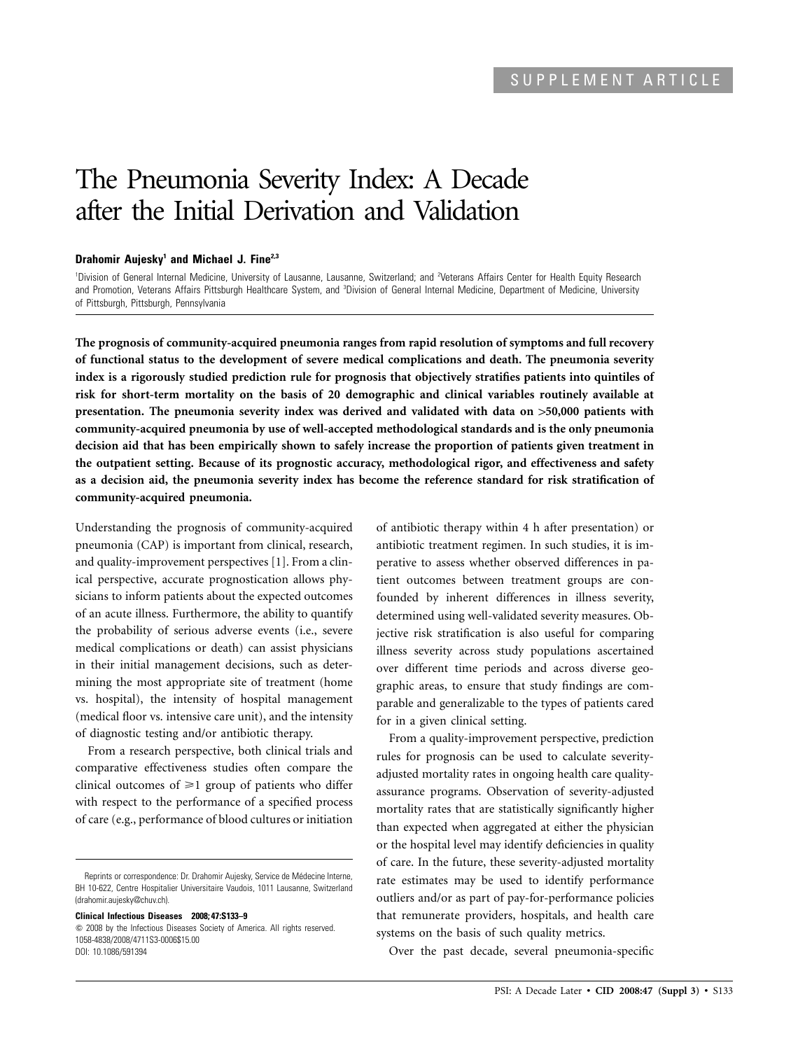SUPPLEMENT ARTICLE

# The Pneumonia Severity Index: A Decade after the Initial Derivation and Validation

**Drahomir Aujesky[1] and Michael J. Fine[2,3]**

[1]Division of General Internal Medicine, University of Lausanne, Lausanne, Switzerland; and [2]Veterans Affairs Center for Health Equity Research and Promotion, Veterans Affairs Pittsburgh Healthcare System, and [3]Division of General Internal Medicine, Department of Medicine, University of Pittsburgh, Pittsburgh, Pennsylvania

**The prognosis of community-acquired pneumonia ranges from rapid resolution of symptoms and full recovery of functional status to the development of severe medical complications and death. The pneumonia severity index is a rigorously studied prediction rule for prognosis that objectively stratifies patients into quintiles of risk for short-term mortality on the basis of 20 demographic and clinical variables routinely available at presentation. The pneumonia severity index was derived and validated with data on >50,000 patients with community-acquired pneumonia by use of well-accepted methodological standards and is the only pneumonia decision aid that has been empirically shown to safely increase the proportion of patients given treatment in the outpatient setting. Because of its prognostic accuracy, methodological rigor, and effectiveness and safety as a decision aid, the pneumonia severity index has become the reference standard for risk stratification of community-acquired pneumonia.**

Understanding the prognosis of community-acquired pneumonia (CAP) is important from clinical, research, and quality-improvement perspectives [1]. From a clinical perspective, accurate prognostication allows physicians to inform patients about the expected outcomes of an acute illness. Furthermore, the ability to quantify the probability of serious adverse events (i.e., severe medical complications or death) can assist physicians in their initial management decisions, such as determining the most appropriate site of treatment (home vs. hospital), the intensity of hospital management (medical floor vs. intensive care unit), and the intensity of diagnostic testing and/or antibiotic therapy.

From a research perspective, both clinical trials and comparative effectiveness studies often compare the clinical outcomes of ⩾1 group of patients who differ with respect to the performance of a specified process of care (e.g., performance of blood cultures or initiation of antibiotic therapy within 4 h after presentation) or antibiotic treatment regimen. In such studies, it is imperative to assess whether observed differences in patient outcomes between treatment groups are confounded by inherent differences in illness severity, determined using well-validated severity measures. Objective risk stratification is also useful for comparing illness severity across study populations ascertained over different time periods and across diverse geographic areas, to ensure that study findings are comparable and generalizable to the types of patients cared for in a given clinical setting.

From a quality-improvement perspective, prediction rules for prognosis can be used to calculate severity-adjusted mortality rates in ongoing health care quality-assurance programs. Observation of severity-adjusted mortality rates that are statistically significantly higher than expected when aggregated at either the physician or the hospital level may identify deficiencies in quality of care. In the future, these severity-adjusted mortality rate estimates may be used to identify performance outliers and/or as part of pay-for-performance policies that remunerate providers, hospitals, and health care systems on the basis of such quality metrics.

Over the past decade, several pneumonia-specific

---

Reprints or correspondence: Dr. Drahomir Aujesky, Service de Médecine Interne, BH 10-622, Centre Hospitalier Universitaire Vaudois, 1011 Lausanne, Switzerland (drahomir.aujesky@chuv.ch).

**Clinical Infectious Diseases 2008; 47:S133–9**
© 2008 by the Infectious Diseases Society of America. All rights reserved.
1058-4838/2008/4711S3-0006$15.00
DOI: 10.1086/591394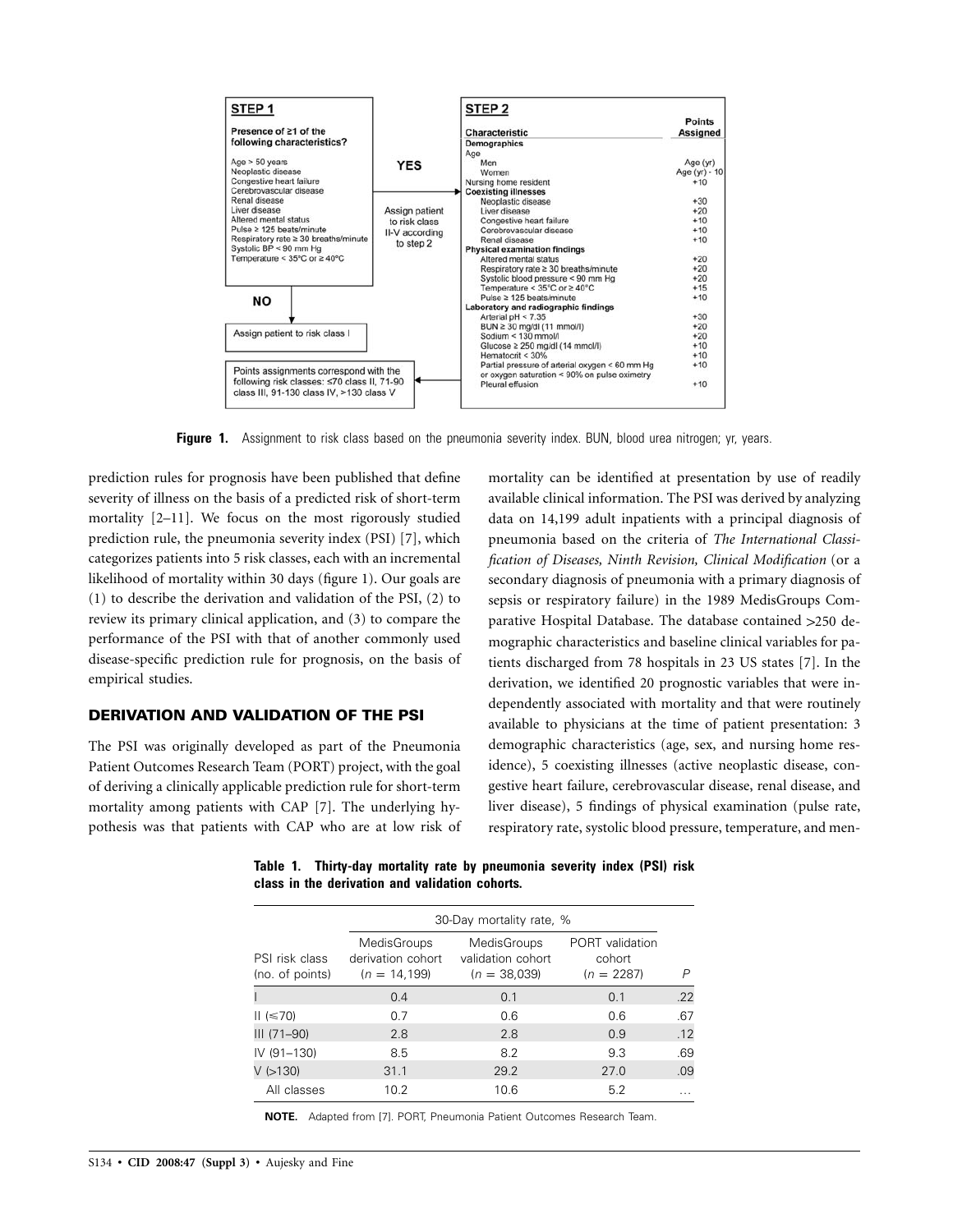**STEP 1**

**Presence of ≥1 of the following characteristics?**

- Age > 50 years
- Neoplastic disease
- Congestive heart failure
- Cerebrovascular disease
- Renal disease
- Liver disease
- Altered mental status
- Pulse ≥ 125 beats/minute
- Respiratory rate ≥ 30 breaths/minute
- Systolic BP < 90 mm Hg
- Temperature < 35°C or ≥ 40°C

**YES** → Assign patient to risk class II-V according to step 2

**NO** → Assign patient to risk class I

**STEP 2**

| Characteristic | Points Assigned |
|---|---|
| **Demographics** | |
| Age | |
| Men | Age (yr) |
| Women | Age (yr) - 10 |
| Nursing home resident | +10 |
| **Coexisting illnesses** | |
| Neoplastic disease | +30 |
| Liver disease | +20 |
| Congestive heart failure | +10 |
| Cerebrovascular disease | +10 |
| Renal disease | +10 |
| **Physical examination findings** | |
| Altered mental status | +20 |
| Respiratory rate ≥ 30 breaths/minute | +20 |
| Systolic blood pressure < 90 mm Hg | +20 |
| Temperature < 35°C or ≥ 40°C | +15 |
| Pulse ≥ 125 beats/minute | +10 |
| **Laboratory and radiographic findings** | |
| Arterial pH < 7.35 | +30 |
| BUN ≥ 30 mg/dl (11 mmol/l) | +20 |
| Sodium < 130 mmol/l | +20 |
| Glucose ≥ 250 mg/dl (14 mmol/l) | +10 |
| Hematocrit < 30% | +10 |
| Partial pressure of arterial oxygen < 60 mm Hg or oxygen saturation < 90% on pulse oximetry | +10 |
| Pleural effusion | +10 |

Points assignments correspond with the following risk classes: ≤70 class II, 71-90 class III, 91-130 class IV, >130 class V

**Figure 1.** Assignment to risk class based on the pneumonia severity index. BUN, blood urea nitrogen; yr, years.

prediction rules for prognosis have been published that define severity of illness on the basis of a predicted risk of short-term mortality [2–11]. We focus on the most rigorously studied prediction rule, the pneumonia severity index (PSI) [7], which categorizes patients into 5 risk classes, each with an incremental likelihood of mortality within 30 days (figure 1). Our goals are (1) to describe the derivation and validation of the PSI, (2) to review its primary clinical application, and (3) to compare the performance of the PSI with that of another commonly used disease-specific prediction rule for prognosis, on the basis of empirical studies.

## DERIVATION AND VALIDATION OF THE PSI

The PSI was originally developed as part of the Pneumonia Patient Outcomes Research Team (PORT) project, with the goal of deriving a clinically applicable prediction rule for short-term mortality among patients with CAP [7]. The underlying hypothesis was that patients with CAP who are at low risk of mortality can be identified at presentation by use of readily available clinical information. The PSI was derived by analyzing data on 14,199 adult inpatients with a principal diagnosis of pneumonia based on the criteria of *The International Classification of Diseases, Ninth Revision, Clinical Modification* (or a secondary diagnosis of pneumonia with a primary diagnosis of sepsis or respiratory failure) in the 1989 MedisGroups Comparative Hospital Database. The database contained >250 demographic characteristics and baseline clinical variables for patients discharged from 78 hospitals in 23 US states [7]. In the derivation, we identified 20 prognostic variables that were independently associated with mortality and that were routinely available to physicians at the time of patient presentation: 3 demographic characteristics (age, sex, and nursing home residence), 5 coexisting illnesses (active neoplastic disease, congestive heart failure, cerebrovascular disease, renal disease, and liver disease), 5 findings of physical examination (pulse rate, respiratory rate, systolic blood pressure, temperature, and men-

**Table 1. Thirty-day mortality rate by pneumonia severity index (PSI) risk class in the derivation and validation cohorts.**

| | 30-Day mortality rate, % | | | |
|---|---|---|---|---|
| PSI risk class (no. of points) | MedisGroups derivation cohort ($n$ = 14,199) | MedisGroups validation cohort ($n$ = 38,039) | PORT validation cohort ($n$ = 2287) | $P$ |
| I | 0.4 | 0.1 | 0.1 | .22 |
| II (≤70) | 0.7 | 0.6 | 0.6 | .67 |
| III (71–90) | 2.8 | 2.8 | 0.9 | .12 |
| IV (91–130) | 8.5 | 8.2 | 9.3 | .69 |
| V (>130) | 31.1 | 29.2 | 27.0 | .09 |
| All classes | 10.2 | 10.6 | 5.2 | … |

**NOTE.** Adapted from [7]. PORT, Pneumonia Patient Outcomes Research Team.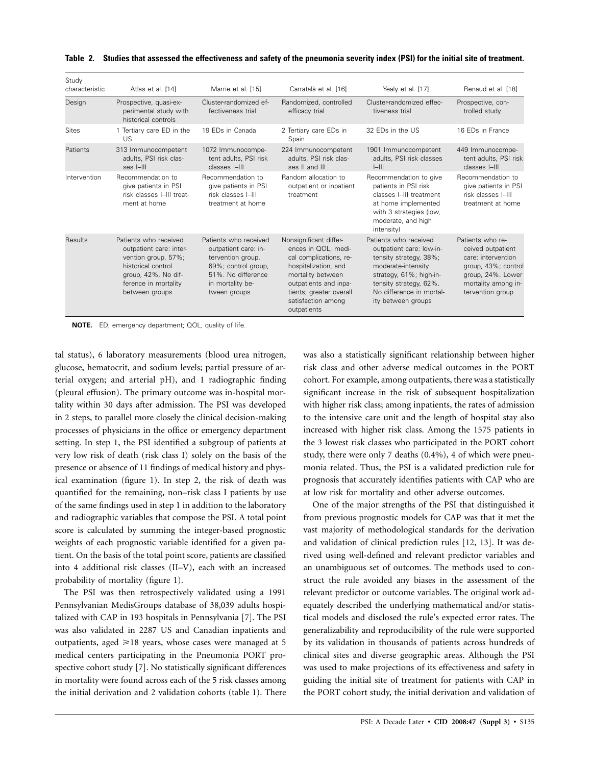**Table 2. Studies that assessed the effectiveness and safety of the pneumonia severity index (PSI) for the initial site of treatment.**

| Study characteristic | Atlas et al. [14] | Marrie et al. [15] | Carratalà et al. [16] | Yealy et al. [17] | Renaud et al. [18] |
|---|---|---|---|---|---|
| Design | Prospective, quasi-experimental study with historical controls | Cluster-randomized effectiveness trial | Randomized, controlled efficacy trial | Cluster-randomized effectiveness trial | Prospective, controlled study |
| Sites | 1 Tertiary care ED in the US | 19 EDs in Canada | 2 Tertiary care EDs in Spain | 32 EDs in the US | 16 EDs in France |
| Patients | 313 Immunocompetent adults, PSI risk classes I–III | 1072 Immunocompetent adults, PSI risk classes I–III | 224 Immunocompetent adults, PSI risk classes II and III | 1901 Immunocompetent adults, PSI risk classes I–III | 449 Immunocompetent adults, PSI risk classes I–III |
| Intervention | Recommendation to give patients in PSI risk classes I–III treatment at home | Recommendation to give patients in PSI risk classes I–III treatment at home | Random allocation to outpatient or inpatient treatment | Recommendation to give patients in PSI risk classes I–III treatment at home implemented with 3 strategies (low, moderate, and high intensity) | Recommendation to give patients in PSI risk classes I–III treatment at home |
| Results | Patients who received outpatient care: intervention group, 57%; historical control group, 42%. No difference in mortality between groups | Patients who received outpatient care: intervention group, 69%; control group, 51%. No difference in mortality between groups | Nonsignificant differences in QOL, medical complications, rehospitalization, and mortality between outpatients and inpatients; greater overall satisfaction among outpatients | Patients who received outpatient care: low-intensity strategy, 38%; moderate-intensity strategy, 61%; high-intensity strategy, 62%. No difference in mortality between groups | Patients who received outpatient care: intervention group, 43%; control group, 24%. Lower mortality among intervention group |

**NOTE.** ED, emergency department; QOL, quality of life.

tal status), 6 laboratory measurements (blood urea nitrogen, glucose, hematocrit, and sodium levels; partial pressure of arterial oxygen; and arterial pH), and 1 radiographic finding (pleural effusion). The primary outcome was in-hospital mortality within 30 days after admission. The PSI was developed in 2 steps, to parallel more closely the clinical decision-making processes of physicians in the office or emergency department setting. In step 1, the PSI identified a subgroup of patients at very low risk of death (risk class I) solely on the basis of the presence or absence of 11 findings of medical history and physical examination (figure 1). In step 2, the risk of death was quantified for the remaining, non–risk class I patients by use of the same findings used in step 1 in addition to the laboratory and radiographic variables that compose the PSI. A total point score is calculated by summing the integer-based prognostic weights of each prognostic variable identified for a given patient. On the basis of the total point score, patients are classified into 4 additional risk classes (II–V), each with an increased probability of mortality (figure 1).

The PSI was then retrospectively validated using a 1991 Pennsylvanian MedisGroups database of 38,039 adults hospitalized with CAP in 193 hospitals in Pennsylvania [7]. The PSI was also validated in 2287 US and Canadian inpatients and outpatients, aged ⩾18 years, whose cases were managed at 5 medical centers participating in the Pneumonia PORT prospective cohort study [7]. No statistically significant differences in mortality were found across each of the 5 risk classes among the initial derivation and 2 validation cohorts (table 1). There was also a statistically significant relationship between higher risk class and other adverse medical outcomes in the PORT cohort. For example, among outpatients, there was a statistically significant increase in the risk of subsequent hospitalization with higher risk class; among inpatients, the rates of admission to the intensive care unit and the length of hospital stay also increased with higher risk class. Among the 1575 patients in the 3 lowest risk classes who participated in the PORT cohort study, there were only 7 deaths (0.4%), 4 of which were pneumonia related. Thus, the PSI is a validated prediction rule for prognosis that accurately identifies patients with CAP who are at low risk for mortality and other adverse outcomes.

One of the major strengths of the PSI that distinguished it from previous prognostic models for CAP was that it met the vast majority of methodological standards for the derivation and validation of clinical prediction rules [12, 13]. It was derived using well-defined and relevant predictor variables and an unambiguous set of outcomes. The methods used to construct the rule avoided any biases in the assessment of the relevant predictor or outcome variables. The original work adequately described the underlying mathematical and/or statistical models and disclosed the rule's expected error rates. The generalizability and reproducibility of the rule were supported by its validation in thousands of patients across hundreds of clinical sites and diverse geographic areas. Although the PSI was used to make projections of its effectiveness and safety in guiding the initial site of treatment for patients with CAP in the PORT cohort study, the initial derivation and validation of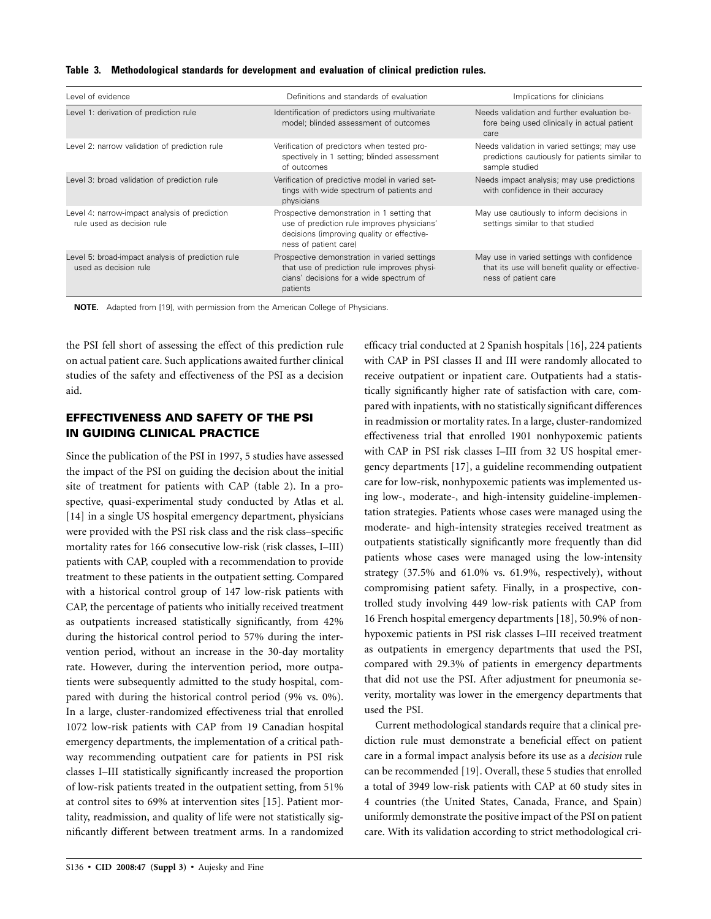**Table 3. Methodological standards for development and evaluation of clinical prediction rules.**

| Level of evidence | Definitions and standards of evaluation | Implications for clinicians |
|---|---|---|
| Level 1: derivation of prediction rule | Identification of predictors using multivariate model; blinded assessment of outcomes | Needs validation and further evaluation before being used clinically in actual patient care |
| Level 2: narrow validation of prediction rule | Verification of predictors when tested prospectively in 1 setting; blinded assessment of outcomes | Needs validation in varied settings; may use predictions cautiously for patients similar to sample studied |
| Level 3: broad validation of prediction rule | Verification of predictive model in varied settings with wide spectrum of patients and physicians | Needs impact analysis; may use predictions with confidence in their accuracy |
| Level 4: narrow-impact analysis of prediction rule used as decision rule | Prospective demonstration in 1 setting that use of prediction rule improves physicians' decisions (improving quality or effectiveness of patient care) | May use cautiously to inform decisions in settings similar to that studied |
| Level 5: broad-impact analysis of prediction rule used as decision rule | Prospective demonstration in varied settings that use of prediction rule improves physicians' decisions for a wide spectrum of patients | May use in varied settings with confidence that its use will benefit quality or effectiveness of patient care |

**NOTE.** Adapted from [19], with permission from the American College of Physicians.

the PSI fell short of assessing the effect of this prediction rule on actual patient care. Such applications awaited further clinical studies of the safety and effectiveness of the PSI as a decision aid.

## EFFECTIVENESS AND SAFETY OF THE PSI IN GUIDING CLINICAL PRACTICE

Since the publication of the PSI in 1997, 5 studies have assessed the impact of the PSI on guiding the decision about the initial site of treatment for patients with CAP (table 2). In a prospective, quasi-experimental study conducted by Atlas et al. [14] in a single US hospital emergency department, physicians were provided with the PSI risk class and the risk class–specific mortality rates for 166 consecutive low-risk (risk classes, I–III) patients with CAP, coupled with a recommendation to provide treatment to these patients in the outpatient setting. Compared with a historical control group of 147 low-risk patients with CAP, the percentage of patients who initially received treatment as outpatients increased statistically significantly, from 42% during the historical control period to 57% during the intervention period, without an increase in the 30-day mortality rate. However, during the intervention period, more outpatients were subsequently admitted to the study hospital, compared with during the historical control period (9% vs. 0%). In a large, cluster-randomized effectiveness trial that enrolled 1072 low-risk patients with CAP from 19 Canadian hospital emergency departments, the implementation of a critical pathway recommending outpatient care for patients in PSI risk classes I–III statistically significantly increased the proportion of low-risk patients treated in the outpatient setting, from 51% at control sites to 69% at intervention sites [15]. Patient mortality, readmission, and quality of life were not statistically significantly different between treatment arms. In a randomized efficacy trial conducted at 2 Spanish hospitals [16], 224 patients with CAP in PSI classes II and III were randomly allocated to receive outpatient or inpatient care. Outpatients had a statistically significantly higher rate of satisfaction with care, compared with inpatients, with no statistically significant differences in readmission or mortality rates. In a large, cluster-randomized effectiveness trial that enrolled 1901 nonhypoxemic patients with CAP in PSI risk classes I–III from 32 US hospital emergency departments [17], a guideline recommending outpatient care for low-risk, nonhypoxemic patients was implemented using low-, moderate-, and high-intensity guideline-implementation strategies. Patients whose cases were managed using the moderate- and high-intensity strategies received treatment as outpatients statistically significantly more frequently than did patients whose cases were managed using the low-intensity strategy (37.5% and 61.0% vs. 61.9%, respectively), without compromising patient safety. Finally, in a prospective, controlled study involving 449 low-risk patients with CAP from 16 French hospital emergency departments [18], 50.9% of nonhypoxemic patients in PSI risk classes I–III received treatment as outpatients in emergency departments that used the PSI, compared with 29.3% of patients in emergency departments that did not use the PSI. After adjustment for pneumonia severity, mortality was lower in the emergency departments that used the PSI.

Current methodological standards require that a clinical prediction rule must demonstrate a beneficial effect on patient care in a formal impact analysis before its use as a *decision* rule can be recommended [19]. Overall, these 5 studies that enrolled a total of 3949 low-risk patients with CAP at 60 study sites in 4 countries (the United States, Canada, France, and Spain) uniformly demonstrate the positive impact of the PSI on patient care. With its validation according to strict methodological cri-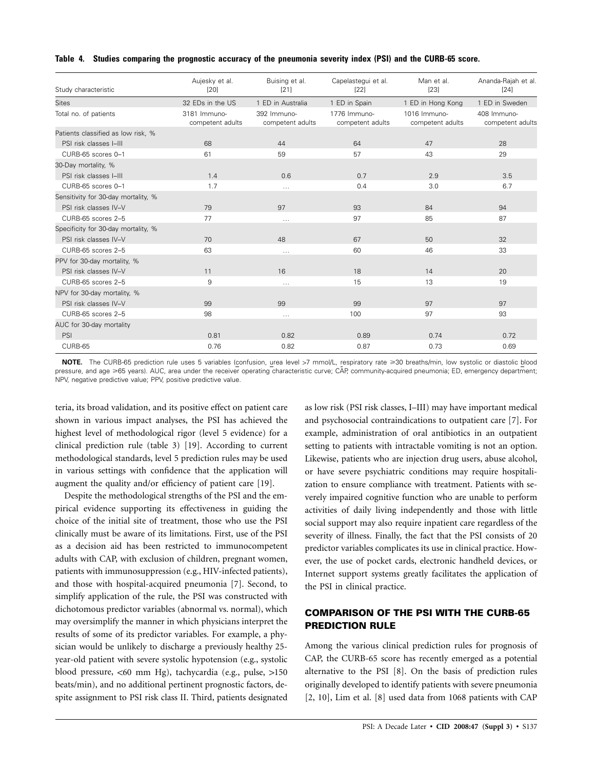**Table 4. Studies comparing the prognostic accuracy of the pneumonia severity index (PSI) and the CURB-65 score.**

| Study characteristic | Aujesky et al. [20] | Buising et al. [21] | Capelastegui et al. [22] | Man et al. [23] | Ananda-Rajah et al. [24] |
|---|---|---|---|---|---|
| Sites | 32 EDs in the US | 1 ED in Australia | 1 ED in Spain | 1 ED in Hong Kong | 1 ED in Sweden |
| Total no. of patients | 3181 Immuno-competent adults | 392 Immuno-competent adults | 1776 Immuno-competent adults | 1016 Immuno-competent adults | 408 Immuno-competent adults |
| Patients classified as low risk, % | | | | | |
| PSI risk classes I–III | 68 | 44 | 64 | 47 | 28 |
| CURB-65 scores 0–1 | 61 | 59 | 57 | 43 | 29 |
| 30-Day mortality, % | | | | | |
| PSI risk classes I–III | 1.4 | 0.6 | 0.7 | 2.9 | 3.5 |
| CURB-65 scores 0–1 | 1.7 | ... | 0.4 | 3.0 | 6.7 |
| Sensitivity for 30-day mortality, % | | | | | |
| PSI risk classes IV–V | 79 | 97 | 93 | 84 | 94 |
| CURB-65 scores 2–5 | 77 | ... | 97 | 85 | 87 |
| Specificity for 30-day mortality, % | | | | | |
| PSI risk classes IV–V | 70 | 48 | 67 | 50 | 32 |
| CURB-65 scores 2–5 | 63 | ... | 60 | 46 | 33 |
| PPV for 30-day mortality, % | | | | | |
| PSI risk classes IV–V | 11 | 16 | 18 | 14 | 20 |
| CURB-65 scores 2–5 | 9 | ... | 15 | 13 | 19 |
| NPV for 30-day mortality, % | | | | | |
| PSI risk classes IV–V | 99 | 99 | 99 | 97 | 97 |
| CURB-65 scores 2–5 | 98 | ... | 100 | 97 | 93 |
| AUC for 30-day mortality | | | | | |
| PSI | 0.81 | 0.82 | 0.89 | 0.74 | 0.72 |
| CURB-65 | 0.76 | 0.82 | 0.87 | 0.73 | 0.69 |

**NOTE.** The CURB-65 prediction rule uses 5 variables (confusion, urea level >7 mmol/L, respiratory rate ⩾30 breaths/min, low systolic or diastolic blood pressure, and age ⩾65 years). AUC, area under the receiver operating characteristic curve; CAP, community-acquired pneumonia; ED, emergency department; NPV, negative predictive value; PPV, positive predictive value.

teria, its broad validation, and its positive effect on patient care shown in various impact analyses, the PSI has achieved the highest level of methodological rigor (level 5 evidence) for a clinical prediction rule (table 3) [19]. According to current methodological standards, level 5 prediction rules may be used in various settings with confidence that the application will augment the quality and/or efficiency of patient care [19].

Despite the methodological strengths of the PSI and the empirical evidence supporting its effectiveness in guiding the choice of the initial site of treatment, those who use the PSI clinically must be aware of its limitations. First, use of the PSI as a decision aid has been restricted to immunocompetent adults with CAP, with exclusion of children, pregnant women, patients with immunosuppression (e.g., HIV-infected patients), and those with hospital-acquired pneumonia [7]. Second, to simplify application of the rule, the PSI was constructed with dichotomous predictor variables (abnormal vs. normal), which may oversimplify the manner in which physicians interpret the results of some of its predictor variables. For example, a physician would be unlikely to discharge a previously healthy 25-year-old patient with severe systolic hypotension (e.g., systolic blood pressure, <60 mm Hg), tachycardia (e.g., pulse, >150 beats/min), and no additional pertinent prognostic factors, despite assignment to PSI risk class II. Third, patients designated as low risk (PSI risk classes, I–III) may have important medical and psychosocial contraindications to outpatient care [7]. For example, administration of oral antibiotics in an outpatient setting to patients with intractable vomiting is not an option. Likewise, patients who are injection drug users, abuse alcohol, or have severe psychiatric conditions may require hospitalization to ensure compliance with treatment. Patients with severely impaired cognitive function who are unable to perform activities of daily living independently and those with little social support may also require inpatient care regardless of the severity of illness. Finally, the fact that the PSI consists of 20 predictor variables complicates its use in clinical practice. However, the use of pocket cards, electronic handheld devices, or Internet support systems greatly facilitates the application of the PSI in clinical practice.

## COMPARISON OF THE PSI WITH THE CURB-65 PREDICTION RULE

Among the various clinical prediction rules for prognosis of CAP, the CURB-65 score has recently emerged as a potential alternative to the PSI [8]. On the basis of prediction rules originally developed to identify patients with severe pneumonia [2, 10], Lim et al. [8] used data from 1068 patients with CAP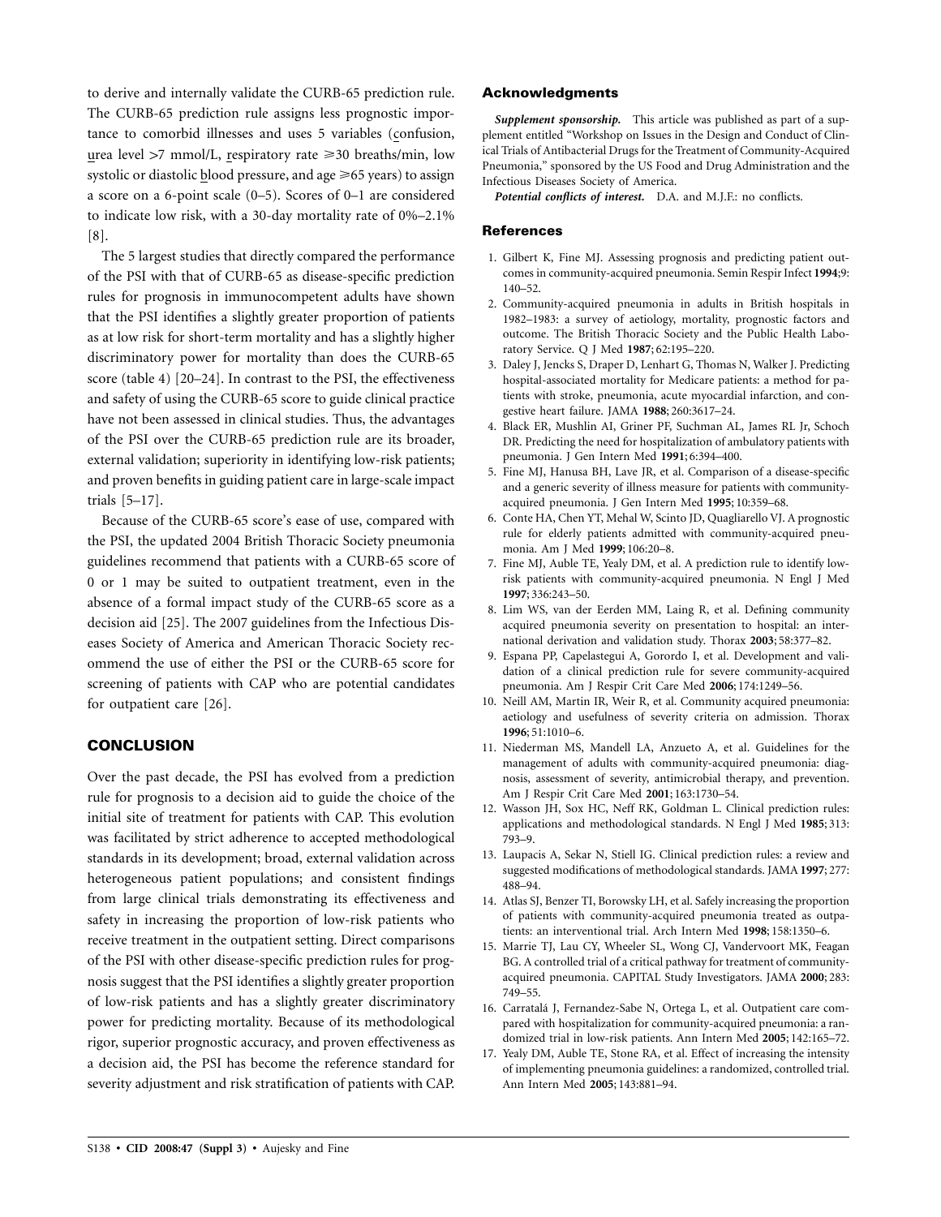to derive and internally validate the CURB-65 prediction rule. The CURB-65 prediction rule assigns less prognostic importance to comorbid illnesses and uses 5 variables (confusion, urea level >7 mmol/L, respiratory rate ⩾30 breaths/min, low systolic or diastolic blood pressure, and age ⩾65 years) to assign a score on a 6-point scale (0–5). Scores of 0–1 are considered to indicate low risk, with a 30-day mortality rate of 0%–2.1% [8].

The 5 largest studies that directly compared the performance of the PSI with that of CURB-65 as disease-specific prediction rules for prognosis in immunocompetent adults have shown that the PSI identifies a slightly greater proportion of patients as at low risk for short-term mortality and has a slightly higher discriminatory power for mortality than does the CURB-65 score (table 4) [20–24]. In contrast to the PSI, the effectiveness and safety of using the CURB-65 score to guide clinical practice have not been assessed in clinical studies. Thus, the advantages of the PSI over the CURB-65 prediction rule are its broader, external validation; superiority in identifying low-risk patients; and proven benefits in guiding patient care in large-scale impact trials [5–17].

Because of the CURB-65 score's ease of use, compared with the PSI, the updated 2004 British Thoracic Society pneumonia guidelines recommend that patients with a CURB-65 score of 0 or 1 may be suited to outpatient treatment, even in the absence of a formal impact study of the CURB-65 score as a decision aid [25]. The 2007 guidelines from the Infectious Diseases Society of America and American Thoracic Society recommend the use of either the PSI or the CURB-65 score for screening of patients with CAP who are potential candidates for outpatient care [26].

## CONCLUSION

Over the past decade, the PSI has evolved from a prediction rule for prognosis to a decision aid to guide the choice of the initial site of treatment for patients with CAP. This evolution was facilitated by strict adherence to accepted methodological standards in its development; broad, external validation across heterogeneous patient populations; and consistent findings from large clinical trials demonstrating its effectiveness and safety in increasing the proportion of low-risk patients who receive treatment in the outpatient setting. Direct comparisons of the PSI with other disease-specific prediction rules for prognosis suggest that the PSI identifies a slightly greater proportion of low-risk patients and has a slightly greater discriminatory power for predicting mortality. Because of its methodological rigor, superior prognostic accuracy, and proven effectiveness as a decision aid, the PSI has become the reference standard for severity adjustment and risk stratification of patients with CAP.

## Acknowledgments

***Supplement sponsorship.*** This article was published as part of a supplement entitled "Workshop on Issues in the Design and Conduct of Clinical Trials of Antibacterial Drugs for the Treatment of Community-Acquired Pneumonia," sponsored by the US Food and Drug Administration and the Infectious Diseases Society of America.

***Potential conflicts of interest.*** D.A. and M.J.F.: no conflicts.

## References

1. Gilbert K, Fine MJ. Assessing prognosis and predicting patient outcomes in community-acquired pneumonia. Semin Respir Infect **1994**;9:140–52.
2. Community-acquired pneumonia in adults in British hospitals in 1982–1983: a survey of aetiology, mortality, prognostic factors and outcome. The British Thoracic Society and the Public Health Laboratory Service. Q J Med **1987**; 62:195–220.
3. Daley J, Jencks S, Draper D, Lenhart G, Thomas N, Walker J. Predicting hospital-associated mortality for Medicare patients: a method for patients with stroke, pneumonia, acute myocardial infarction, and congestive heart failure. JAMA **1988**; 260:3617–24.
4. Black ER, Mushlin AI, Griner PF, Suchman AL, James RL Jr, Schoch DR. Predicting the need for hospitalization of ambulatory patients with pneumonia. J Gen Intern Med **1991**; 6:394–400.
5. Fine MJ, Hanusa BH, Lave JR, et al. Comparison of a disease-specific and a generic severity of illness measure for patients with community-acquired pneumonia. J Gen Intern Med **1995**; 10:359–68.
6. Conte HA, Chen YT, Mehal W, Scinto JD, Quagliarello VJ. A prognostic rule for elderly patients admitted with community-acquired pneumonia. Am J Med **1999**; 106:20–8.
7. Fine MJ, Auble TE, Yealy DM, et al. A prediction rule to identify low-risk patients with community-acquired pneumonia. N Engl J Med **1997**; 336:243–50.
8. Lim WS, van der Eerden MM, Laing R, et al. Defining community acquired pneumonia severity on presentation to hospital: an international derivation and validation study. Thorax **2003**; 58:377–82.
9. Espana PP, Capelastegui A, Gorordo I, et al. Development and validation of a clinical prediction rule for severe community-acquired pneumonia. Am J Respir Crit Care Med **2006**; 174:1249–56.
10. Neill AM, Martin IR, Weir R, et al. Community acquired pneumonia: aetiology and usefulness of severity criteria on admission. Thorax **1996**; 51:1010–6.
11. Niederman MS, Mandell LA, Anzueto A, et al. Guidelines for the management of adults with community-acquired pneumonia: diagnosis, assessment of severity, antimicrobial therapy, and prevention. Am J Respir Crit Care Med **2001**; 163:1730–54.
12. Wasson JH, Sox HC, Neff RK, Goldman L. Clinical prediction rules: applications and methodological standards. N Engl J Med **1985**; 313:793–9.
13. Laupacis A, Sekar N, Stiell IG. Clinical prediction rules: a review and suggested modifications of methodological standards. JAMA **1997**; 277:488–94.
14. Atlas SJ, Benzer TI, Borowsky LH, et al. Safely increasing the proportion of patients with community-acquired pneumonia treated as outpatients: an interventional trial. Arch Intern Med **1998**; 158:1350–6.
15. Marrie TJ, Lau CY, Wheeler SL, Wong CJ, Vandervoort MK, Feagan BG. A controlled trial of a critical pathway for treatment of community-acquired pneumonia. CAPITAL Study Investigators. JAMA **2000**; 283:749–55.
16. Carratalá J, Fernandez-Sabe N, Ortega L, et al. Outpatient care compared with hospitalization for community-acquired pneumonia: a randomized trial in low-risk patients. Ann Intern Med **2005**; 142:165–72.
17. Yealy DM, Auble TE, Stone RA, et al. Effect of increasing the intensity of implementing pneumonia guidelines: a randomized, controlled trial. Ann Intern Med **2005**; 143:881–94.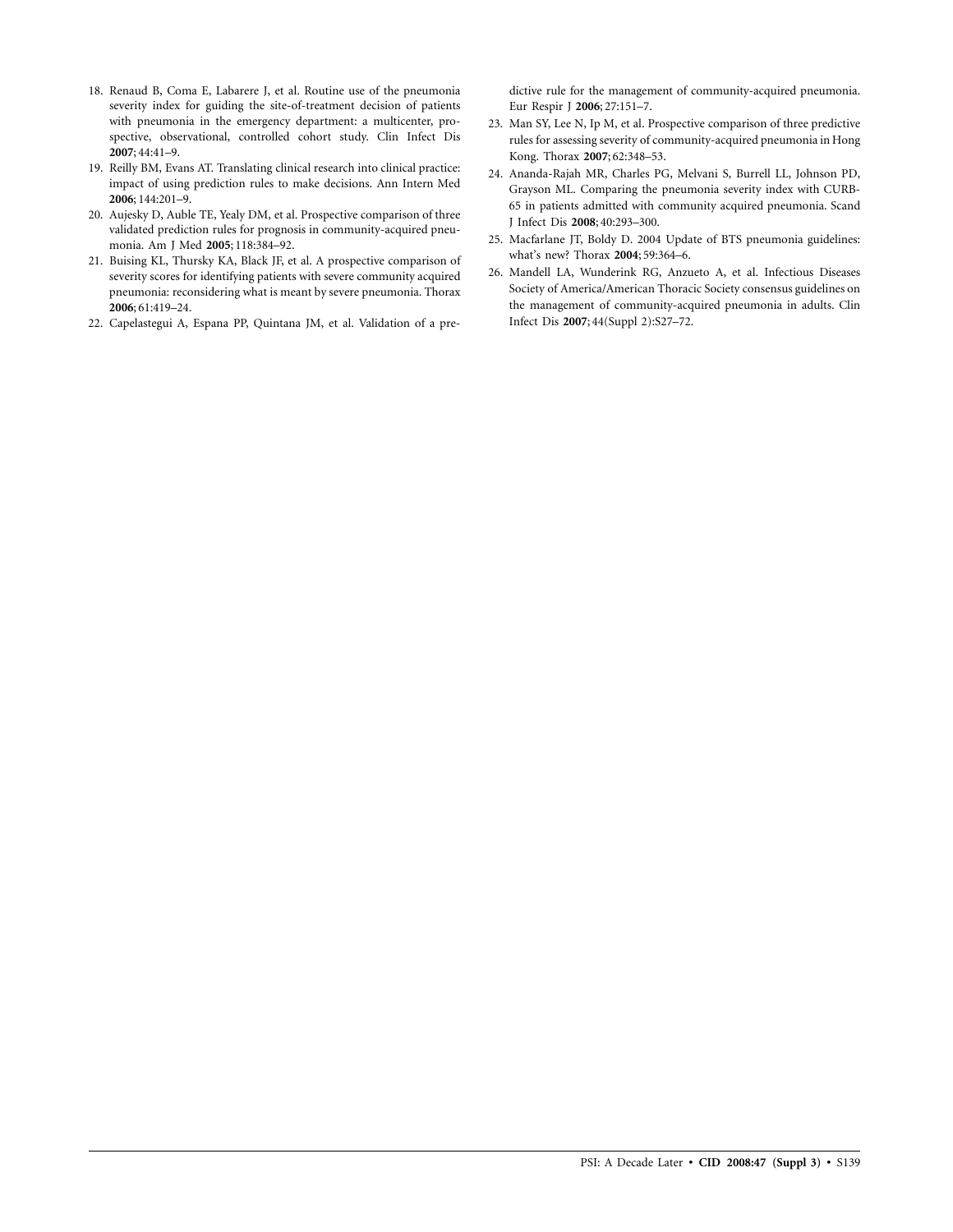18. Renaud B, Coma E, Labarere J, et al. Routine use of the pneumonia severity index for guiding the site-of-treatment decision of patients with pneumonia in the emergency department: a multicenter, prospective, observational, controlled cohort study. Clin Infect Dis **2007**; 44:41–9.
19. Reilly BM, Evans AT. Translating clinical research into clinical practice: impact of using prediction rules to make decisions. Ann Intern Med **2006**; 144:201–9.
20. Aujesky D, Auble TE, Yealy DM, et al. Prospective comparison of three validated prediction rules for prognosis in community-acquired pneumonia. Am J Med **2005**; 118:384–92.
21. Buising KL, Thursky KA, Black JF, et al. A prospective comparison of severity scores for identifying patients with severe community acquired pneumonia: reconsidering what is meant by severe pneumonia. Thorax **2006**; 61:419–24.
22. Capelastegui A, Espana PP, Quintana JM, et al. Validation of a predictive rule for the management of community-acquired pneumonia. Eur Respir J **2006**; 27:151–7.
23. Man SY, Lee N, Ip M, et al. Prospective comparison of three predictive rules for assessing severity of community-acquired pneumonia in Hong Kong. Thorax **2007**; 62:348–53.
24. Ananda-Rajah MR, Charles PG, Melvani S, Burrell LL, Johnson PD, Grayson ML. Comparing the pneumonia severity index with CURB-65 in patients admitted with community acquired pneumonia. Scand J Infect Dis **2008**; 40:293–300.
25. Macfarlane JT, Boldy D. 2004 Update of BTS pneumonia guidelines: what's new? Thorax **2004**; 59:364–6.
26. Mandell LA, Wunderink RG, Anzueto A, et al. Infectious Diseases Society of America/American Thoracic Society consensus guidelines on the management of community-acquired pneumonia in adults. Clin Infect Dis **2007**; 44(Suppl 2):S27–72.